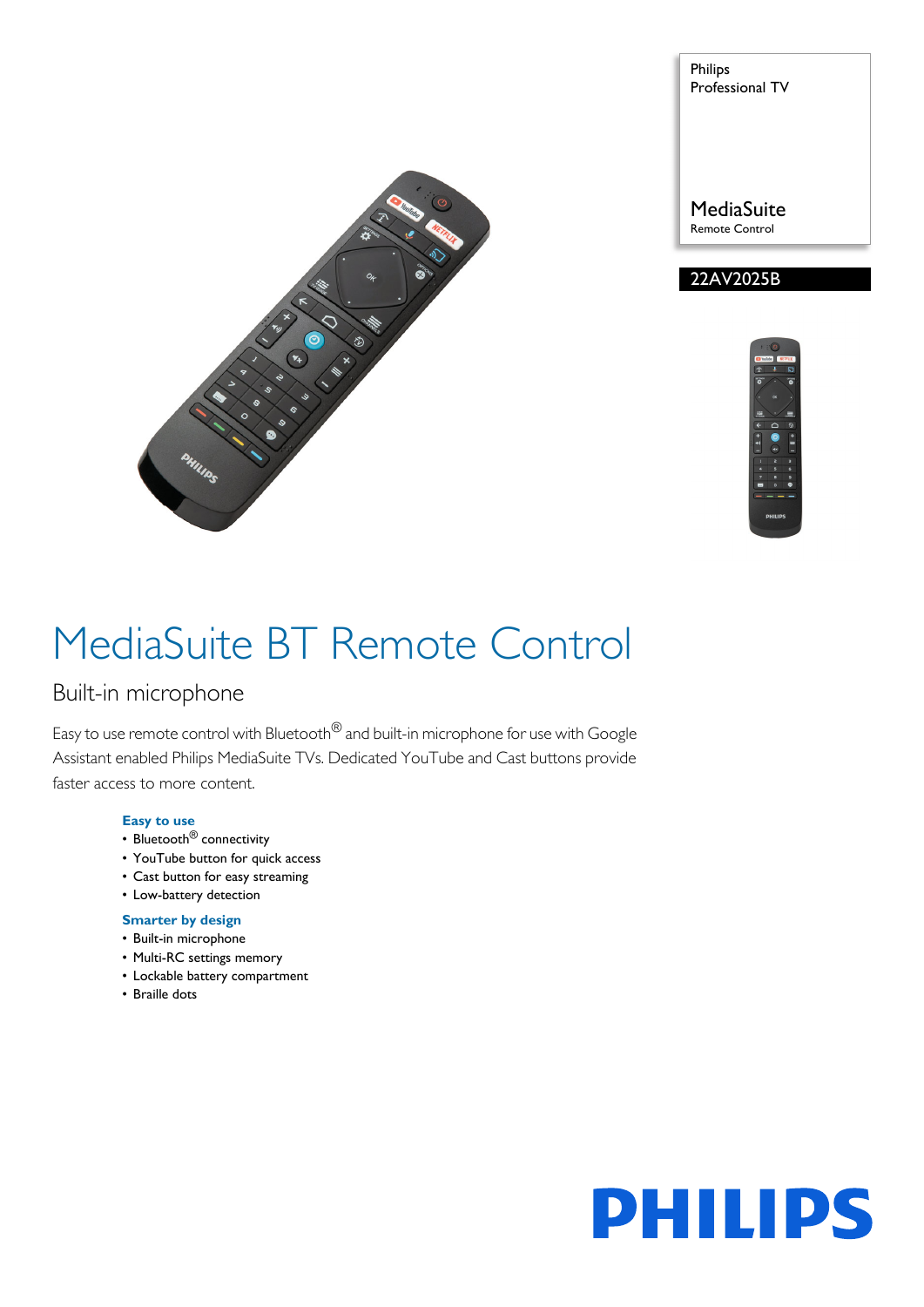Philips
Professional TV

MediaSuite
Remote Control

22AV2025B

# MediaSuite BT Remote Control

## Built-in microphone

Easy to use remote control with Bluetooth® and built-in microphone for use with Google Assistant enabled Philips MediaSuite TVs. Dedicated YouTube and Cast buttons provide faster access to more content.

### Easy to use

- Bluetooth® connectivity
- YouTube button for quick access
- Cast button for easy streaming
- Low-battery detection

### Smarter by design

- Built-in microphone
- Multi-RC settings memory
- Lockable battery compartment
- Braille dots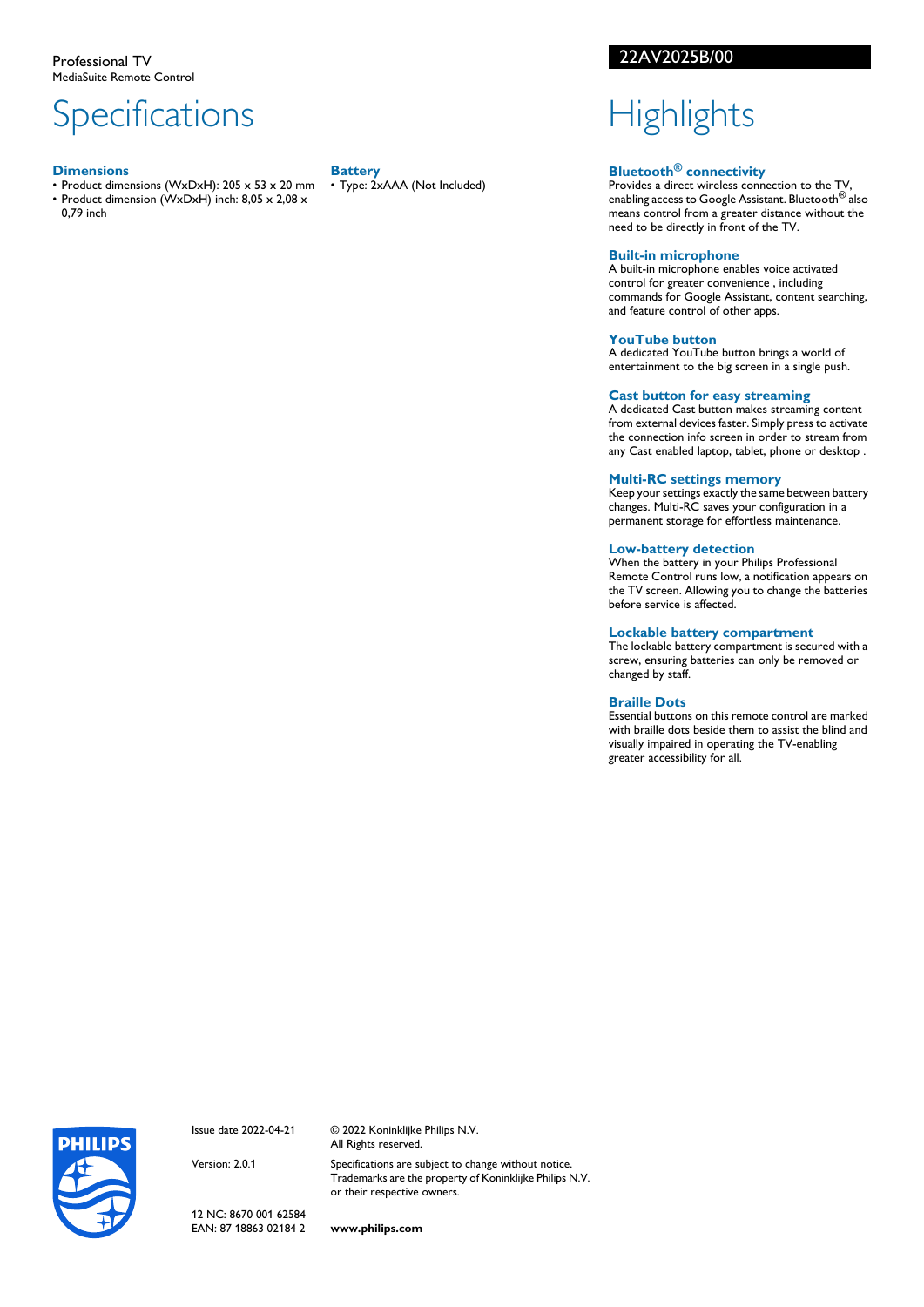Professional TV
MediaSuite Remote Control

22AV2025B/00

# Specifications

### Dimensions

- Product dimensions (WxDxH): 205 x 53 x 20 mm
- Product dimension (WxDxH) inch: 8,05 x 2,08 x 0,79 inch

### Battery

- Type: 2xAAA (Not Included)

# Highlights

### Bluetooth® connectivity

Provides a direct wireless connection to the TV, enabling access to Google Assistant. Bluetooth® also means control from a greater distance without the need to be directly in front of the TV.

### Built-in microphone

A built-in microphone enables voice activated control for greater convenience , including commands for Google Assistant, content searching, and feature control of other apps.

### YouTube button

A dedicated YouTube button brings a world of entertainment to the big screen in a single push.

### Cast button for easy streaming

A dedicated Cast button makes streaming content from external devices faster. Simply press to activate the connection info screen in order to stream from any Cast enabled laptop, tablet, phone or desktop .

### Multi-RC settings memory

Keep your settings exactly the same between battery changes. Multi-RC saves your configuration in a permanent storage for effortless maintenance.

### Low-battery detection

When the battery in your Philips Professional Remote Control runs low, a notification appears on the TV screen. Allowing you to change the batteries before service is affected.

### Lockable battery compartment

The lockable battery compartment is secured with a screw, ensuring batteries can only be removed or changed by staff.

### Braille Dots

Essential buttons on this remote control are marked with braille dots beside them to assist the blind and visually impaired in operating the TV-enabling greater accessibility for all.

Issue date 2022-04-21

Version: 2.0.1

12 NC: 8670 001 62584
EAN: 87 18863 02184 2

© 2022 Koninklijke Philips N.V.
All Rights reserved.

Specifications are subject to change without notice. Trademarks are the property of Koninklijke Philips N.V. or their respective owners.

**www.philips.com**